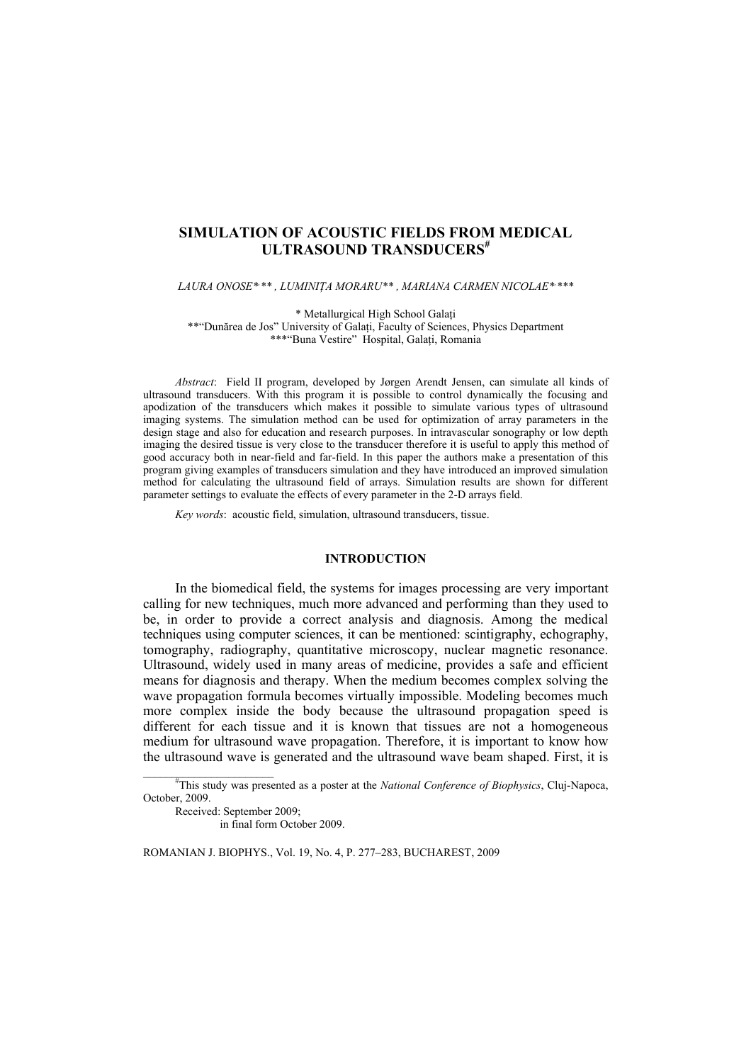# SIMULATION OF ACOUSTIC FIELDS FROM MEDICAL ULTRASOUND TRANSDUCERS[#]

*LAURA ONOSE*[*,**], *LUMINIȚA MORARU*[**], *MARIANA CARMEN NICOLAE*[*,***]

[*] Metallurgical High School Galați
[**]"Dunărea de Jos" University of Galați, Faculty of Sciences, Physics Department
[***]"Buna Vestire" Hospital, Galați, Romania

*Abstract*: Field II program, developed by Jørgen Arendt Jensen, can simulate all kinds of ultrasound transducers. With this program it is possible to control dynamically the focusing and apodization of the transducers which makes it possible to simulate various types of ultrasound imaging systems. The simulation method can be used for optimization of array parameters in the design stage and also for education and research purposes. In intravascular sonography or low depth imaging the desired tissue is very close to the transducer therefore it is useful to apply this method of good accuracy both in near-field and far-field. In this paper the authors make a presentation of this program giving examples of transducers simulation and they have introduced an improved simulation method for calculating the ultrasound field of arrays. Simulation results are shown for different parameter settings to evaluate the effects of every parameter in the 2-D arrays field.

*Key words*: acoustic field, simulation, ultrasound transducers, tissue.

## INTRODUCTION

In the biomedical field, the systems for images processing are very important calling for new techniques, much more advanced and performing than they used to be, in order to provide a correct analysis and diagnosis. Among the medical techniques using computer sciences, it can be mentioned: scintigraphy, echography, tomography, radiography, quantitative microscopy, nuclear magnetic resonance. Ultrasound, widely used in many areas of medicine, provides a safe and efficient means for diagnosis and therapy. When the medium becomes complex solving the wave propagation formula becomes virtually impossible. Modeling becomes much more complex inside the body because the ultrasound propagation speed is different for each tissue and it is known that tissues are not a homogeneous medium for ultrasound wave propagation. Therefore, it is important to know how the ultrasound wave is generated and the ultrasound wave beam shaped. First, it is

[#]This study was presented as a poster at the *National Conference of Biophysics*, Cluj-Napoca, October, 2009.

Received: September 2009;
in final form October 2009.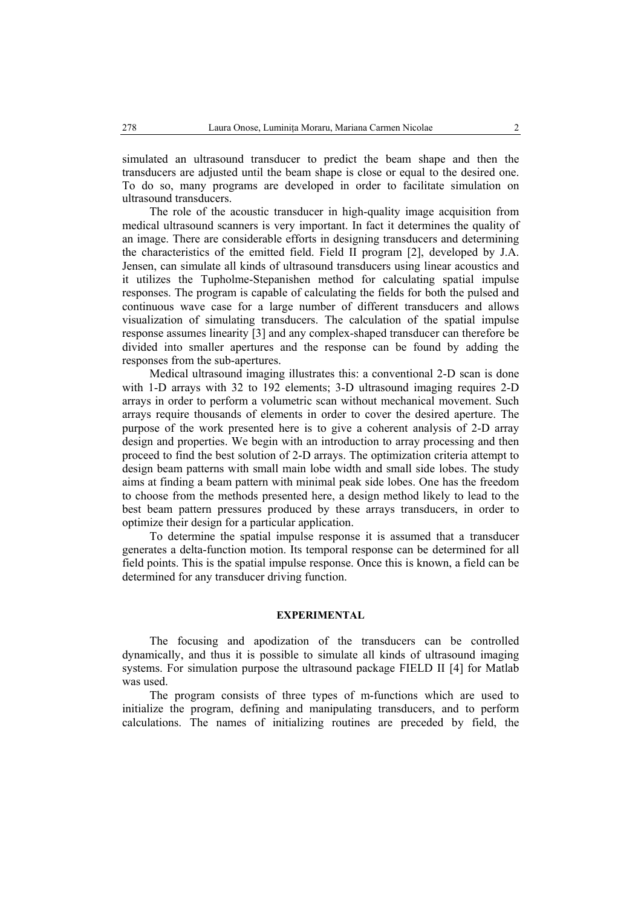simulated an ultrasound transducer to predict the beam shape and then the transducers are adjusted until the beam shape is close or equal to the desired one. To do so, many programs are developed in order to facilitate simulation on ultrasound transducers.

The role of the acoustic transducer in high-quality image acquisition from medical ultrasound scanners is very important. In fact it determines the quality of an image. There are considerable efforts in designing transducers and determining the characteristics of the emitted field. Field II program [2], developed by J.A. Jensen, can simulate all kinds of ultrasound transducers using linear acoustics and it utilizes the Tupholme-Stepanishen method for calculating spatial impulse responses. The program is capable of calculating the fields for both the pulsed and continuous wave case for a large number of different transducers and allows visualization of simulating transducers. The calculation of the spatial impulse response assumes linearity [3] and any complex-shaped transducer can therefore be divided into smaller apertures and the response can be found by adding the responses from the sub-apertures.

Medical ultrasound imaging illustrates this: a conventional 2-D scan is done with 1-D arrays with 32 to 192 elements; 3-D ultrasound imaging requires 2-D arrays in order to perform a volumetric scan without mechanical movement. Such arrays require thousands of elements in order to cover the desired aperture. The purpose of the work presented here is to give a coherent analysis of 2-D array design and properties. We begin with an introduction to array processing and then proceed to find the best solution of 2-D arrays. The optimization criteria attempt to design beam patterns with small main lobe width and small side lobes. The study aims at finding a beam pattern with minimal peak side lobes. One has the freedom to choose from the methods presented here, a design method likely to lead to the best beam pattern pressures produced by these arrays transducers, in order to optimize their design for a particular application.

To determine the spatial impulse response it is assumed that a transducer generates a delta-function motion. Its temporal response can be determined for all field points. This is the spatial impulse response. Once this is known, a field can be determined for any transducer driving function.

## EXPERIMENTAL

The focusing and apodization of the transducers can be controlled dynamically, and thus it is possible to simulate all kinds of ultrasound imaging systems. For simulation purpose the ultrasound package FIELD II [4] for Matlab was used.

The program consists of three types of m-functions which are used to initialize the program, defining and manipulating transducers, and to perform calculations. The names of initializing routines are preceded by field, the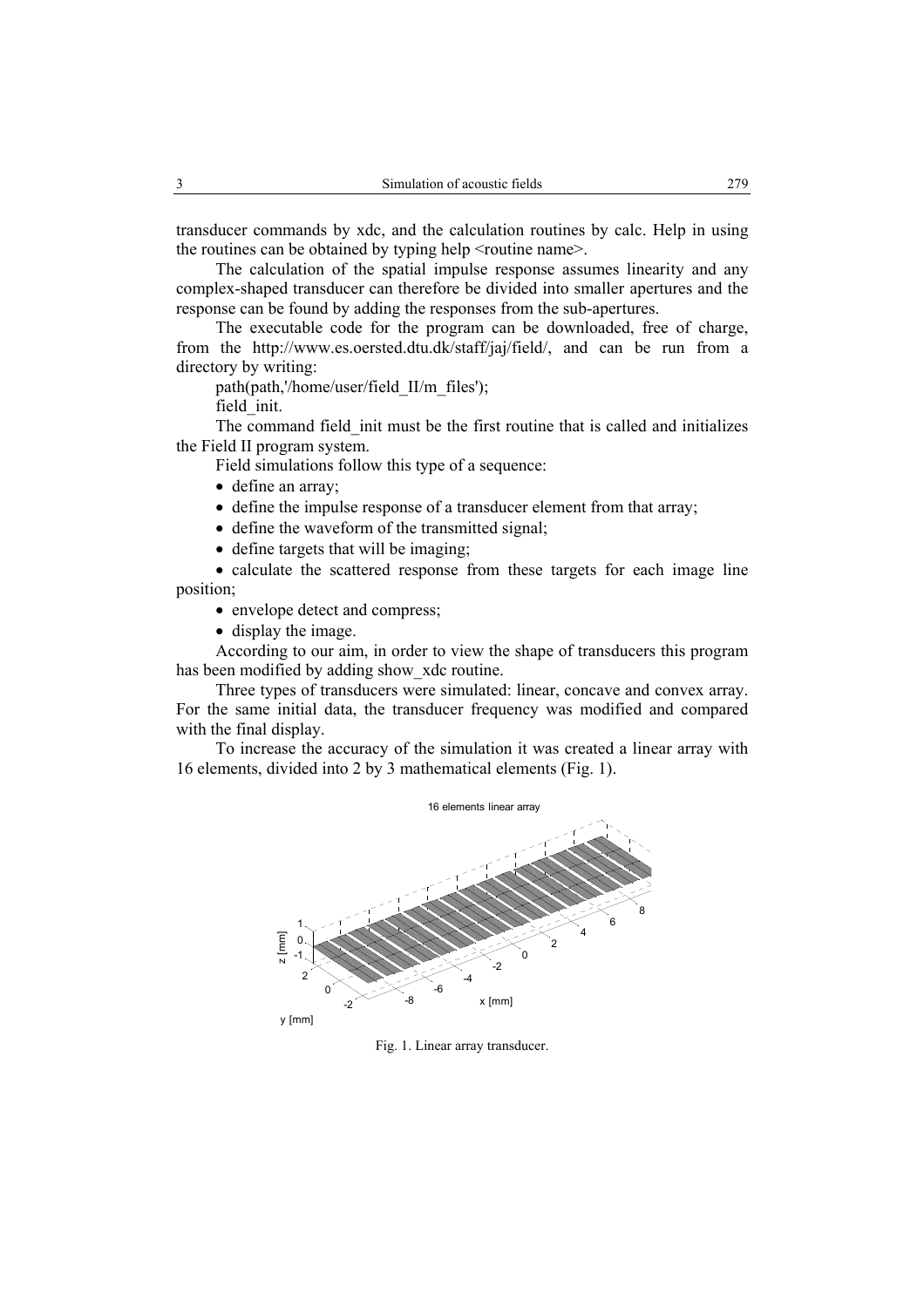transducer commands by xdc, and the calculation routines by calc. Help in using the routines can be obtained by typing help <routine name>.

The calculation of the spatial impulse response assumes linearity and any complex-shaped transducer can therefore be divided into smaller apertures and the response can be found by adding the responses from the sub-apertures.

The executable code for the program can be downloaded, free of charge, from the http://www.es.oersted.dtu.dk/staff/jaj/field/, and can be run from a directory by writing:

path(path,'/home/user/field_II/m_files');

field_init.

The command field_init must be the first routine that is called and initializes the Field II program system.

Field simulations follow this type of a sequence:

- define an array;
- define the impulse response of a transducer element from that array;
- define the waveform of the transmitted signal;
- define targets that will be imaging;
- calculate the scattered response from these targets for each image line position;
- envelope detect and compress;
- display the image.

According to our aim, in order to view the shape of transducers this program has been modified by adding show_xdc routine.

Three types of transducers were simulated: linear, concave and convex array. For the same initial data, the transducer frequency was modified and compared with the final display.

To increase the accuracy of the simulation it was created a linear array with 16 elements, divided into 2 by 3 mathematical elements (Fig. 1).

Fig. 1. Linear array transducer.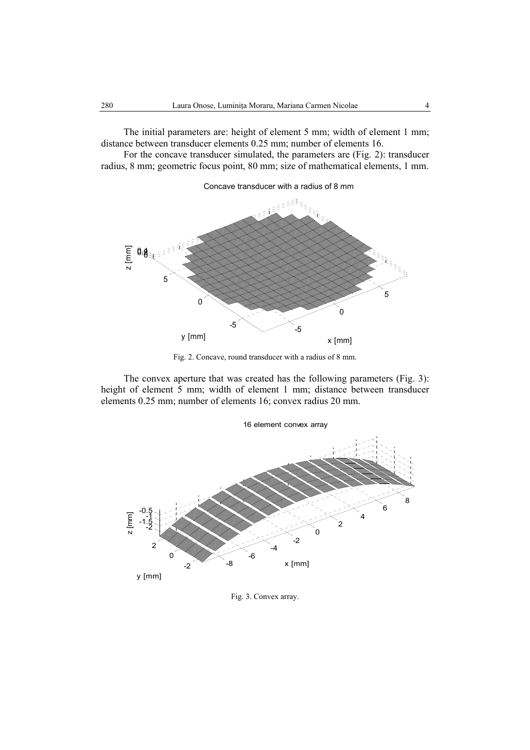The initial parameters are: height of element 5 mm; width of element 1 mm; distance between transducer elements 0.25 mm; number of elements 16.

For the concave transducer simulated, the parameters are (Fig. 2): transducer radius, 8 mm; geometric focus point, 80 mm; size of mathematical elements, 1 mm.

Fig. 2. Concave, round transducer with a radius of 8 mm.

The convex aperture that was created has the following parameters (Fig. 3): height of element 5 mm; width of element 1 mm; distance between transducer elements 0.25 mm; number of elements 16; convex radius 20 mm.

Fig. 3. Convex array.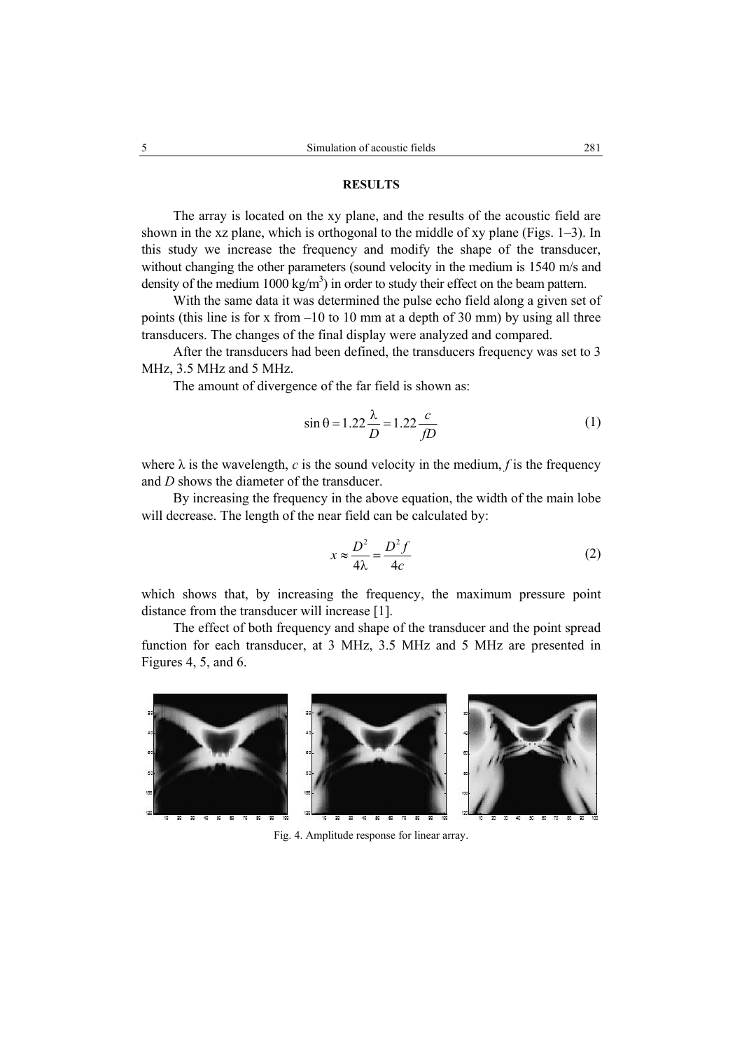## RESULTS

The array is located on the xy plane, and the results of the acoustic field are shown in the xz plane, which is orthogonal to the middle of xy plane (Figs. 1–3). In this study we increase the frequency and modify the shape of the transducer, without changing the other parameters (sound velocity in the medium is 1540 m/s and density of the medium 1000 kg/m$^3$) in order to study their effect on the beam pattern.

With the same data it was determined the pulse echo field along a given set of points (this line is for x from –10 to 10 mm at a depth of 30 mm) by using all three transducers. The changes of the final display were analyzed and compared.

After the transducers had been defined, the transducers frequency was set to 3 MHz, 3.5 MHz and 5 MHz.

The amount of divergence of the far field is shown as:

$$\sin\theta = 1.22\frac{\lambda}{D} = 1.22\frac{c}{fD} \tag{1}$$

where $\lambda$ is the wavelength, $c$ is the sound velocity in the medium, $f$ is the frequency and $D$ shows the diameter of the transducer.

By increasing the frequency in the above equation, the width of the main lobe will decrease. The length of the near field can be calculated by:

$$x \approx \frac{D^2}{4\lambda} = \frac{D^2 f}{4c} \tag{2}$$

which shows that, by increasing the frequency, the maximum pressure point distance from the transducer will increase [1].

The effect of both frequency and shape of the transducer and the point spread function for each transducer, at 3 MHz, 3.5 MHz and 5 MHz are presented in Figures 4, 5, and 6.

Fig. 4. Amplitude response for linear array.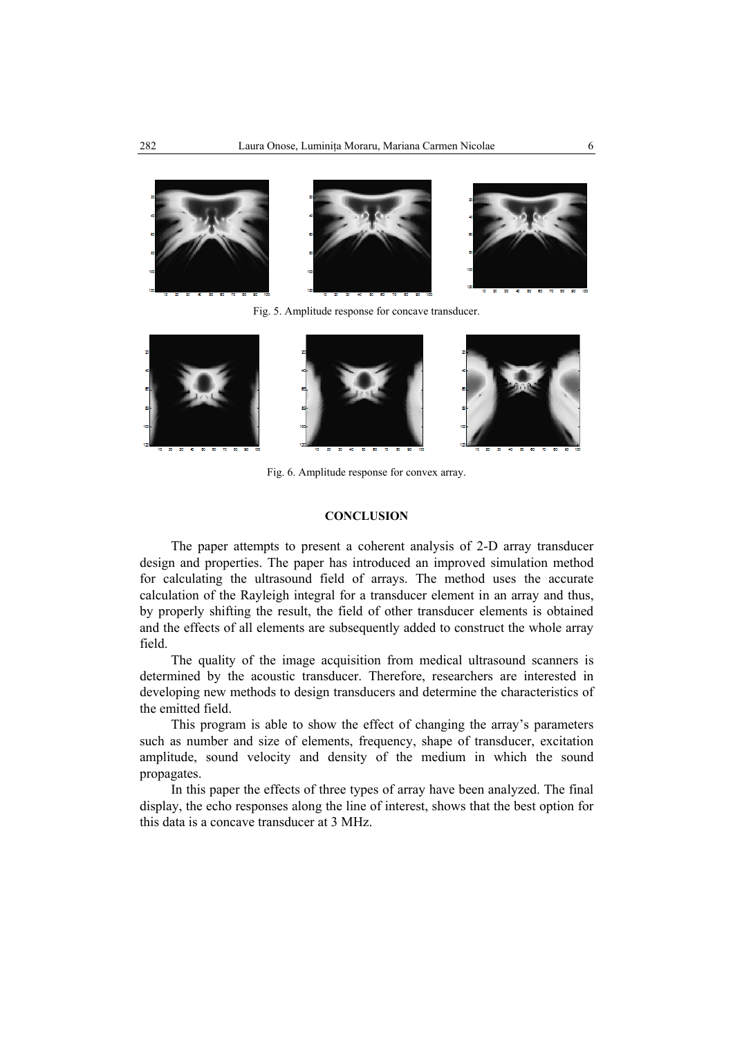Fig. 5. Amplitude response for concave transducer.

Fig. 6. Amplitude response for convex array.

## CONCLUSION

The paper attempts to present a coherent analysis of 2-D array transducer design and properties. The paper has introduced an improved simulation method for calculating the ultrasound field of arrays. The method uses the accurate calculation of the Rayleigh integral for a transducer element in an array and thus, by properly shifting the result, the field of other transducer elements is obtained and the effects of all elements are subsequently added to construct the whole array field.

The quality of the image acquisition from medical ultrasound scanners is determined by the acoustic transducer. Therefore, researchers are interested in developing new methods to design transducers and determine the characteristics of the emitted field.

This program is able to show the effect of changing the array's parameters such as number and size of elements, frequency, shape of transducer, excitation amplitude, sound velocity and density of the medium in which the sound propagates.

In this paper the effects of three types of array have been analyzed. The final display, the echo responses along the line of interest, shows that the best option for this data is a concave transducer at 3 MHz.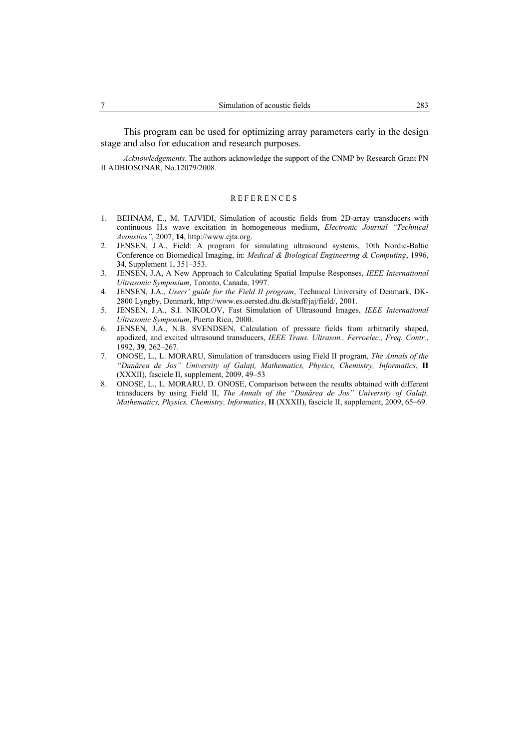This program can be used for optimizing array parameters early in the design stage and also for education and research purposes.

*Acknowledgements*. The authors acknowledge the support of the CNMP by Research Grant PN II ADBIOSONAR, No.12079/2008.

## REFERENCES

1. BEHNAM, E., M. TAJVIDI, Simulation of acoustic fields from 2D-array transducers with continuous H.s wave excitation in homogeneous medium, *Electronic Journal "Technical Acoustics"*, 2007, **14**, http://www.ejta.org.
2. JENSEN, J.A., Field: A program for simulating ultrasound systems, 10th Nordic-Baltic Conference on Biomedical Imaging, in: *Medical & Biological Engineering & Computing*, 1996, **34**, Supplement 1, 351–353.
3. JENSEN, J.A, A New Approach to Calculating Spatial Impulse Responses, *IEEE International Ultrasonic Symposium*, Toronto, Canada, 1997.
4. JENSEN, J.A., *Users' guide for the Field II program*, Technical University of Denmark, DK-2800 Lyngby, Denmark, http://www.es.oersted.dtu.dk/staff/jaj/field/, 2001.
5. JENSEN, J.A., S.I. NIKOLOV, Fast Simulation of Ultrasound Images, *IEEE International Ultrasonic Symposium*, Puerto Rico, 2000.
6. JENSEN, J.A., N.B. SVENDSEN, Calculation of pressure fields from arbitrarily shaped, apodized, and excited ultrasound transducers, *IEEE Trans. Ultrason., Ferroelec., Freq. Contr.*, 1992, **39**, 262–267.
7. ONOSE, L., L. MORARU, Simulation of transducers using Field II program, *The Annals of the "Dunărea de Jos" University of Galați, Mathematics, Physics, Chemistry, Informatics*, **II** (XXXII), fascicle II, supplement, 2009, 49–53
8. ONOSE, L., L. MORARU, D. ONOSE, Comparison between the results obtained with different transducers by using Field II, *The Annals of the "Dunărea de Jos" University of Galați, Mathematics, Physics, Chemistry, Informatics*, **II** (XXXII), fascicle II, supplement, 2009, 65–69.